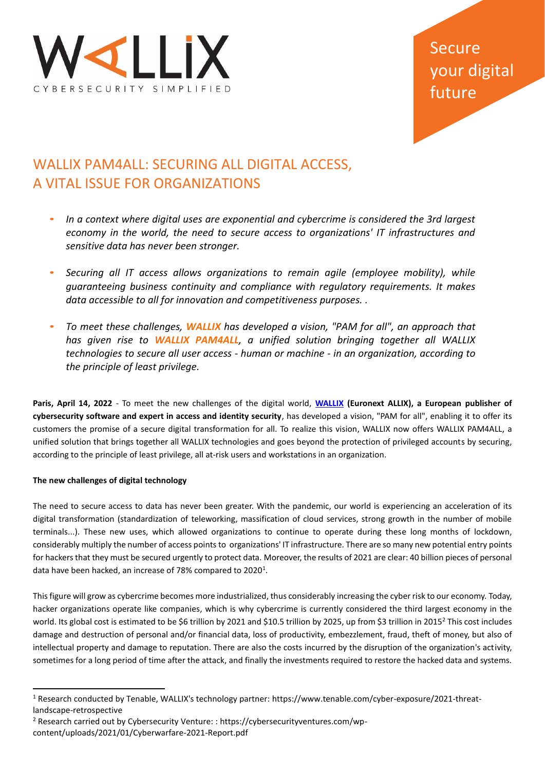WALLIX

CYBERSECURITY SIMPLIFIED

Secure your digital future

# WALLIX PAM4ALL: SECURING ALL DIGITAL ACCESS, A VITAL ISSUE FOR ORGANIZATIONS

- *In a context where digital uses are exponential and cybercrime is considered the 3rd largest economy in the world, the need to secure access to organizations' IT infrastructures and sensitive data has never been stronger.*
- *Securing all IT access allows organizations to remain agile (employee mobility), while guaranteeing business continuity and compliance with regulatory requirements. It makes data accessible to all for innovation and competitiveness purposes. .*
- *To meet these challenges, **WALLIX** has developed a vision, "PAM for all", an approach that has given rise to **WALLIX PAM4ALL**, a unified solution bringing together all WALLIX technologies to secure all user access - human or machine - in an organization, according to the principle of least privilege.*

**Paris, April 14, 2022** - To meet the new challenges of the digital world, **WALLIX (Euronext ALLIX), a European publisher of cybersecurity software and expert in access and identity security**, has developed a vision, "PAM for all", enabling it to offer its customers the promise of a secure digital transformation for all. To realize this vision, WALLIX now offers WALLIX PAM4ALL, a unified solution that brings together all WALLIX technologies and goes beyond the protection of privileged accounts by securing, according to the principle of least privilege, all at-risk users and workstations in an organization.

**The new challenges of digital technology**

The need to secure access to data has never been greater. With the pandemic, our world is experiencing an acceleration of its digital transformation (standardization of teleworking, massification of cloud services, strong growth in the number of mobile terminals...). These new uses, which allowed organizations to continue to operate during these long months of lockdown, considerably multiply the number of access points to organizations' IT infrastructure. There are so many new potential entry points for hackers that they must be secured urgently to protect data. Moreover, the results of 2021 are clear: 40 billion pieces of personal data have been hacked, an increase of 78% compared to 2020[1].

This figure will grow as cybercrime becomes more industrialized, thus considerably increasing the cyber risk to our economy. Today, hacker organizations operate like companies, which is why cybercrime is currently considered the third largest economy in the world. Its global cost is estimated to be $6 trillion by 2021 and $10.5 trillion by 2025, up from $3 trillion in 2015[2] This cost includes damage and destruction of personal and/or financial data, loss of productivity, embezzlement, fraud, theft of money, but also of intellectual property and damage to reputation. There are also the costs incurred by the disruption of the organization's activity, sometimes for a long period of time after the attack, and finally the investments required to restore the hacked data and systems.

[1] Research conducted by Tenable, WALLIX's technology partner: https://www.tenable.com/cyber-exposure/2021-threat-landscape-retrospective

[2] Research carried out by Cybersecurity Venture: : https://cybersecurityventures.com/wp-content/uploads/2021/01/Cyberwarfare-2021-Report.pdf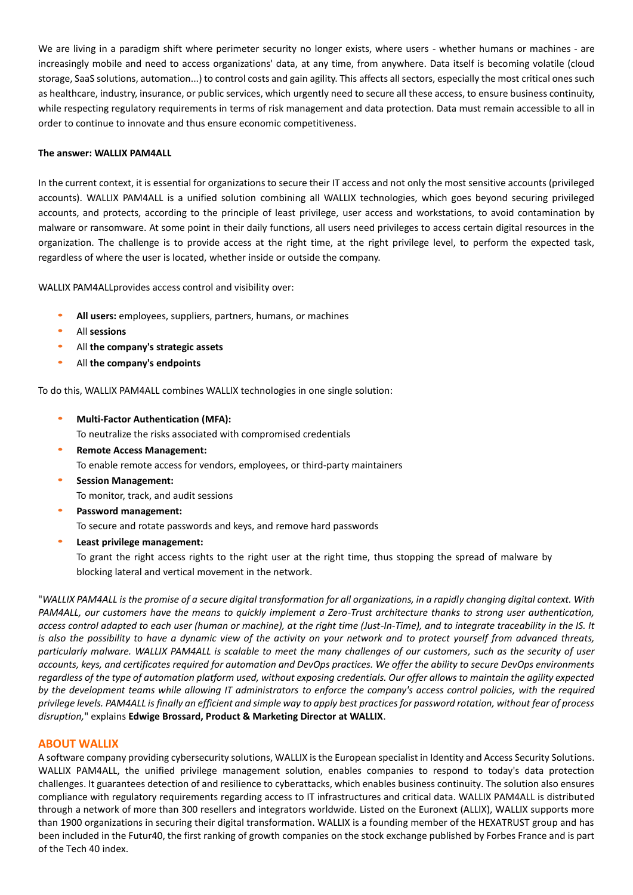We are living in a paradigm shift where perimeter security no longer exists, where users - whether humans or machines - are increasingly mobile and need to access organizations' data, at any time, from anywhere. Data itself is becoming volatile (cloud storage, SaaS solutions, automation...) to control costs and gain agility. This affects all sectors, especially the most critical ones such as healthcare, industry, insurance, or public services, which urgently need to secure all these access, to ensure business continuity, while respecting regulatory requirements in terms of risk management and data protection. Data must remain accessible to all in order to continue to innovate and thus ensure economic competitiveness.

**The answer: WALLIX PAM4ALL**

In the current context, it is essential for organizations to secure their IT access and not only the most sensitive accounts (privileged accounts). WALLIX PAM4ALL is a unified solution combining all WALLIX technologies, which goes beyond securing privileged accounts, and protects, according to the principle of least privilege, user access and workstations, to avoid contamination by malware or ransomware. At some point in their daily functions, all users need privileges to access certain digital resources in the organization. The challenge is to provide access at the right time, at the right privilege level, to perform the expected task, regardless of where the user is located, whether inside or outside the company.

WALLIX PAM4ALLprovides access control and visibility over:

- **All users:** employees, suppliers, partners, humans, or machines
- All **sessions**
- All **the company's strategic assets**
- All **the company's endpoints**

To do this, WALLIX PAM4ALL combines WALLIX technologies in one single solution:

- **Multi-Factor Authentication (MFA):**
  To neutralize the risks associated with compromised credentials
- **Remote Access Management:**
  To enable remote access for vendors, employees, or third-party maintainers
- **Session Management:**
  To monitor, track, and audit sessions
- **Password management:**
  To secure and rotate passwords and keys, and remove hard passwords
- **Least privilege management:**
  To grant the right access rights to the right user at the right time, thus stopping the spread of malware by blocking lateral and vertical movement in the network.

"*WALLIX PAM4ALL is the promise of a secure digital transformation for all organizations, in a rapidly changing digital context. With PAM4ALL, our customers have the means to quickly implement a Zero-Trust architecture thanks to strong user authentication, access control adapted to each user (human or machine), at the right time (Just-In-Time), and to integrate traceability in the IS. It is also the possibility to have a dynamic view of the activity on your network and to protect yourself from advanced threats, particularly malware. WALLIX PAM4ALL is scalable to meet the many challenges of our customers, such as the security of user accounts, keys, and certificates required for automation and DevOps practices. We offer the ability to secure DevOps environments regardless of the type of automation platform used, without exposing credentials. Our offer allows to maintain the agility expected by the development teams while allowing IT administrators to enforce the company's access control policies, with the required privilege levels. PAM4ALL is finally an efficient and simple way to apply best practices for password rotation, without fear of process disruption,*" explains **Edwige Brossard, Product & Marketing Director at WALLIX**.

## ABOUT WALLIX

A software company providing cybersecurity solutions, WALLIX is the European specialist in Identity and Access Security Solutions. WALLIX PAM4ALL, the unified privilege management solution, enables companies to respond to today's data protection challenges. It guarantees detection of and resilience to cyberattacks, which enables business continuity. The solution also ensures compliance with regulatory requirements regarding access to IT infrastructures and critical data. WALLIX PAM4ALL is distributed through a network of more than 300 resellers and integrators worldwide. Listed on the Euronext (ALLIX), WALLIX supports more than 1900 organizations in securing their digital transformation. WALLIX is a founding member of the HEXATRUST group and has been included in the Futur40, the first ranking of growth companies on the stock exchange published by Forbes France and is part of the Tech 40 index.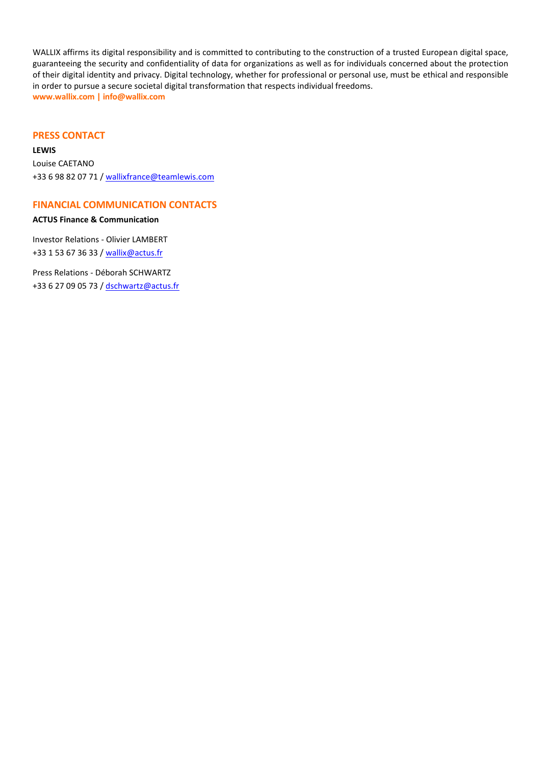WALLIX affirms its digital responsibility and is committed to contributing to the construction of a trusted European digital space, guaranteeing the security and confidentiality of data for organizations as well as for individuals concerned about the protection of their digital identity and privacy. Digital technology, whether for professional or personal use, must be ethical and responsible in order to pursue a secure societal digital transformation that respects individual freedoms.

**www.wallix.com | info@wallix.com**

## PRESS CONTACT

**LEWIS**

Louise CAETANO

+33 6 98 82 07 71 / wallixfrance@teamlewis.com

## FINANCIAL COMMUNICATION CONTACTS

**ACTUS Finance & Communication**

Investor Relations - Olivier LAMBERT

+33 1 53 67 36 33 / wallix@actus.fr

Press Relations - Déborah SCHWARTZ

+33 6 27 09 05 73 / dschwartz@actus.fr